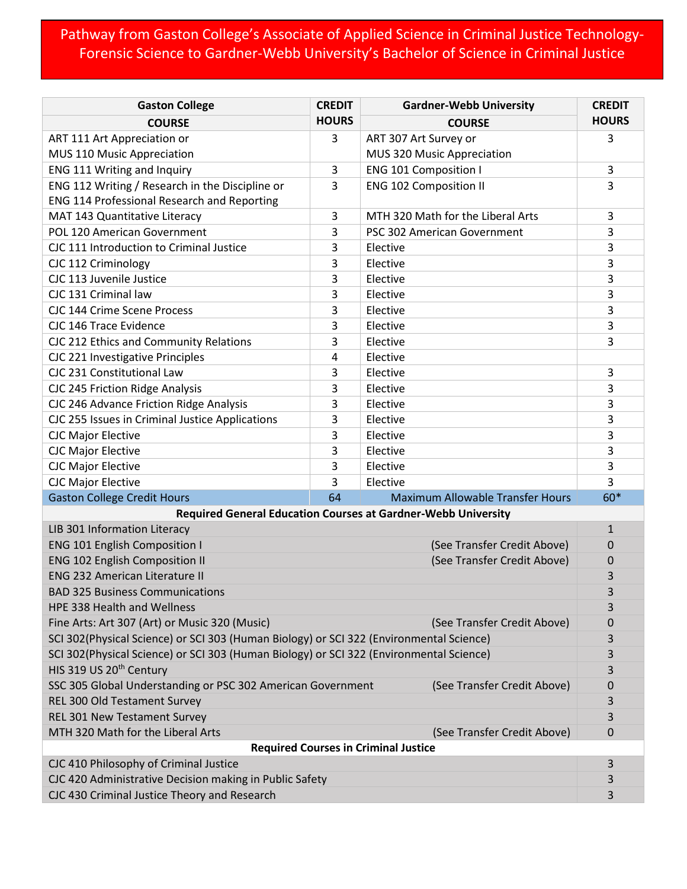# Pathway from Gaston College's Associate of Applied Science in Criminal Justice Technology-Forensic Science to Gardner-Webb University's Bachelor of Science in Criminal Justice

| Gaston College COURSE | CREDIT HOURS | Gardner-Webb University COURSE | CREDIT HOURS |
|---|---|---|---|
| ART 111 Art Appreciation or MUS 110 Music Appreciation | 3 | ART 307 Art Survey or MUS 320 Music Appreciation | 3 |
| ENG 111 Writing and Inquiry | 3 | ENG 101 Composition I | 3 |
| ENG 112 Writing / Research in the Discipline or ENG 114 Professional Research and Reporting | 3 | ENG 102 Composition II | 3 |
| MAT 143 Quantitative Literacy | 3 | MTH 320 Math for the Liberal Arts | 3 |
| POL 120 American Government | 3 | PSC 302 American Government | 3 |
| CJC 111 Introduction to Criminal Justice | 3 | Elective | 3 |
| CJC 112 Criminology | 3 | Elective | 3 |
| CJC 113 Juvenile Justice | 3 | Elective | 3 |
| CJC 131 Criminal law | 3 | Elective | 3 |
| CJC 144 Crime Scene Process | 3 | Elective | 3 |
| CJC 146 Trace Evidence | 3 | Elective | 3 |
| CJC 212 Ethics and Community Relations | 3 | Elective | 3 |
| CJC 221 Investigative Principles | 4 | Elective | |
| CJC 231 Constitutional Law | 3 | Elective | 3 |
| CJC 245 Friction Ridge Analysis | 3 | Elective | 3 |
| CJC 246 Advance Friction Ridge Analysis | 3 | Elective | 3 |
| CJC 255 Issues in Criminal Justice Applications | 3 | Elective | 3 |
| CJC Major Elective | 3 | Elective | 3 |
| CJC Major Elective | 3 | Elective | 3 |
| CJC Major Elective | 3 | Elective | 3 |
| CJC Major Elective | 3 | Elective | 3 |
| Gaston College Credit Hours | 64 | Maximum Allowable Transfer Hours | 60* |

| Required General Education Courses at Gardner-Webb University | | |
|---|---|---|
| LIB 301 Information Literacy | | 1 |
| ENG 101 English Composition I | (See Transfer Credit Above) | 0 |
| ENG 102 English Composition II | (See Transfer Credit Above) | 0 |
| ENG 232 American Literature II | | 3 |
| BAD 325 Business Communications | | 3 |
| HPE 338 Health and Wellness | | 3 |
| Fine Arts: Art 307 (Art) or Music 320 (Music) | (See Transfer Credit Above) | 0 |
| SCI 302(Physical Science) or SCI 303 (Human Biology) or SCI 322 (Environmental Science) | | 3 |
| SCI 302(Physical Science) or SCI 303 (Human Biology) or SCI 322 (Environmental Science) | | 3 |
| HIS 319 US 20th Century | | 3 |
| SSC 305 Global Understanding or PSC 302 American Government | (See Transfer Credit Above) | 0 |
| REL 300 Old Testament Survey | | 3 |
| REL 301 New Testament Survey | | 3 |
| MTH 320 Math for the Liberal Arts | (See Transfer Credit Above) | 0 |
| **Required Courses in Criminal Justice** | | |
| CJC 410 Philosophy of Criminal Justice | | 3 |
| CJC 420 Administrative Decision making in Public Safety | | 3 |
| CJC 430 Criminal Justice Theory and Research | | 3 |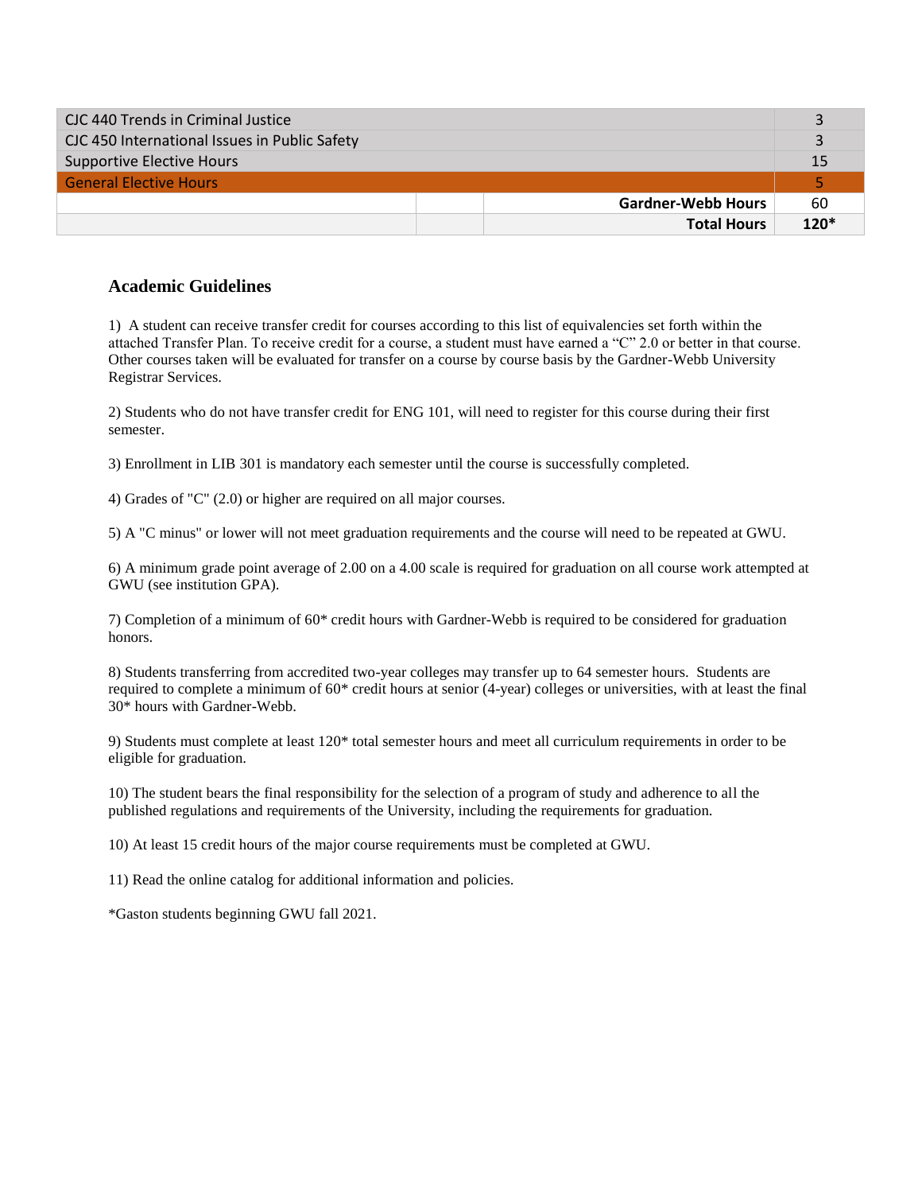| | | | |
|---|---|---|---|
| CJC 440 Trends in Criminal Justice | | | 3 |
| CJC 450 International Issues in Public Safety | | | 3 |
| Supportive Elective Hours | | | 15 |
| General Elective Hours | | | 5 |
| | | **Gardner-Webb Hours** | 60 |
| | | **Total Hours** | **120*** |

### Academic Guidelines

1) A student can receive transfer credit for courses according to this list of equivalencies set forth within the attached Transfer Plan. To receive credit for a course, a student must have earned a "C" 2.0 or better in that course. Other courses taken will be evaluated for transfer on a course by course basis by the Gardner-Webb University Registrar Services.

2) Students who do not have transfer credit for ENG 101, will need to register for this course during their first semester.

3) Enrollment in LIB 301 is mandatory each semester until the course is successfully completed.

4) Grades of "C" (2.0) or higher are required on all major courses.

5) A "C minus" or lower will not meet graduation requirements and the course will need to be repeated at GWU.

6) A minimum grade point average of 2.00 on a 4.00 scale is required for graduation on all course work attempted at GWU (see institution GPA).

7) Completion of a minimum of 60* credit hours with Gardner-Webb is required to be considered for graduation honors.

8) Students transferring from accredited two-year colleges may transfer up to 64 semester hours. Students are required to complete a minimum of 60* credit hours at senior (4-year) colleges or universities, with at least the final 30* hours with Gardner-Webb.

9) Students must complete at least 120* total semester hours and meet all curriculum requirements in order to be eligible for graduation.

10) The student bears the final responsibility for the selection of a program of study and adherence to all the published regulations and requirements of the University, including the requirements for graduation.

10) At least 15 credit hours of the major course requirements must be completed at GWU.

11) Read the online catalog for additional information and policies.

*Gaston students beginning GWU fall 2021.